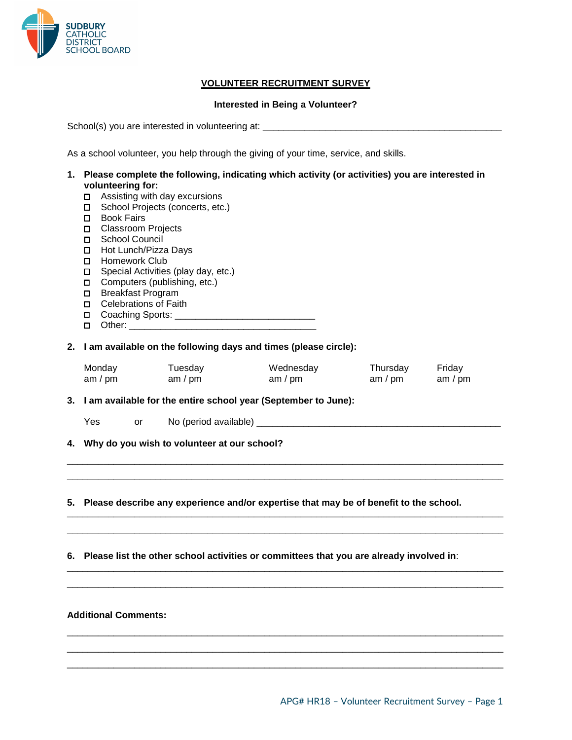SUDBURY
CATHOLIC
DISTRICT
SCHOOL BOARD

# VOLUNTEER RECRUITMENT SURVEY

**Interested in Being a Volunteer?**

School(s) you are interested in volunteering at: ________________________________________________

As a school volunteer, you help through the giving of your time, service, and skills.

1. **Please complete the following, indicating which activity (or activities) you are interested in volunteering for:**
   - ☐ Assisting with day excursions
   - ☐ School Projects (concerts, etc.)
   - ☐ Book Fairs
   - ☐ Classroom Projects
   - ☐ School Council
   - ☐ Hot Lunch/Pizza Days
   - ☐ Homework Club
   - ☐ Special Activities (play day, etc.)
   - ☐ Computers (publishing, etc.)
   - ☐ Breakfast Program
   - ☐ Celebrations of Faith
   - ☐ Coaching Sports: ___________________________
   - ☐ Other: ____________________________________

2. **I am available on the following days and times (please circle):**

| Monday | Tuesday | Wednesday | Thursday | Friday |
|---|---|---|---|---|
| am / pm | am / pm | am / pm | am / pm | am / pm |

3. **I am available for the entire school year (September to June):**

   Yes or No (period available) ________________________________________________

4. **Why do you wish to volunteer at our school?**

_____________________________________________________________________________

_____________________________________________________________________________

5. **Please describe any experience and/or expertise that may be of benefit to the school.**

_____________________________________________________________________________

_____________________________________________________________________________

6. **Please list the other school activities or committees that you are already involved in**:

_____________________________________________________________________________

_____________________________________________________________________________

**Additional Comments:**

_____________________________________________________________________________

_____________________________________________________________________________

_____________________________________________________________________________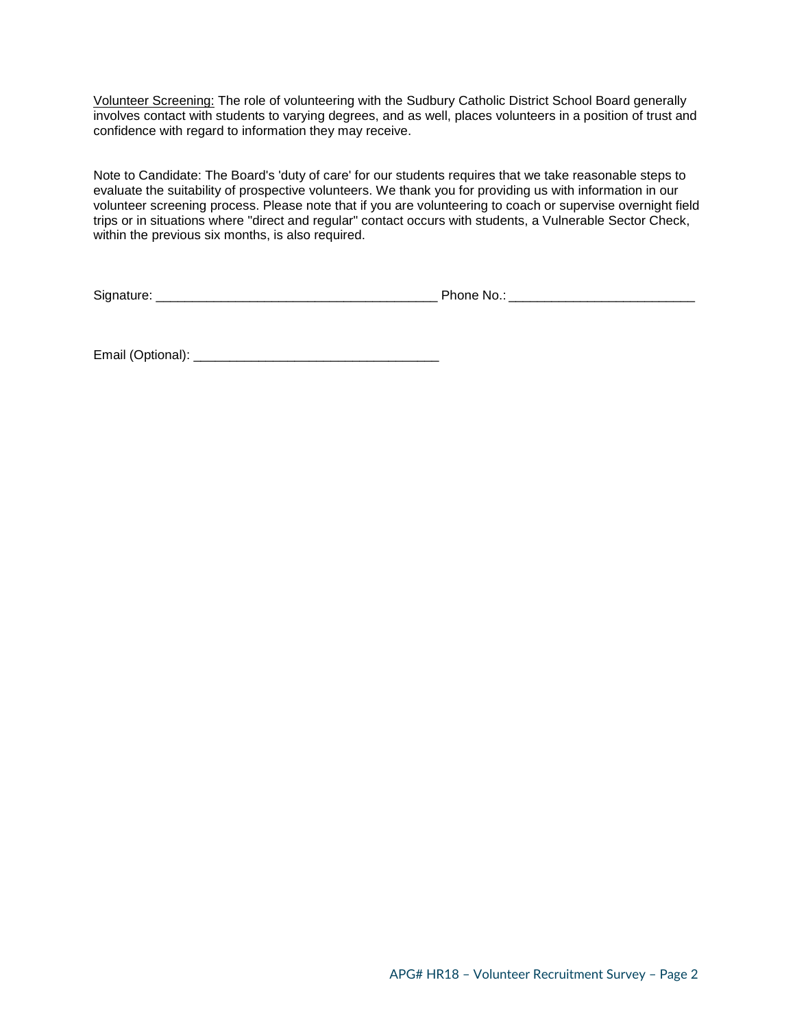<u>Volunteer Screening:</u> The role of volunteering with the Sudbury Catholic District School Board generally involves contact with students to varying degrees, and as well, places volunteers in a position of trust and confidence with regard to information they may receive.

Note to Candidate: The Board's 'duty of care' for our students requires that we take reasonable steps to evaluate the suitability of prospective volunteers. We thank you for providing us with information in our volunteer screening process. Please note that if you are volunteering to coach or supervise overnight field trips or in situations where "direct and regular" contact occurs with students, a Vulnerable Sector Check, within the previous six months, is also required.

Signature: _______________________________________ Phone No.: _________________________

Email (Optional): _________________________________